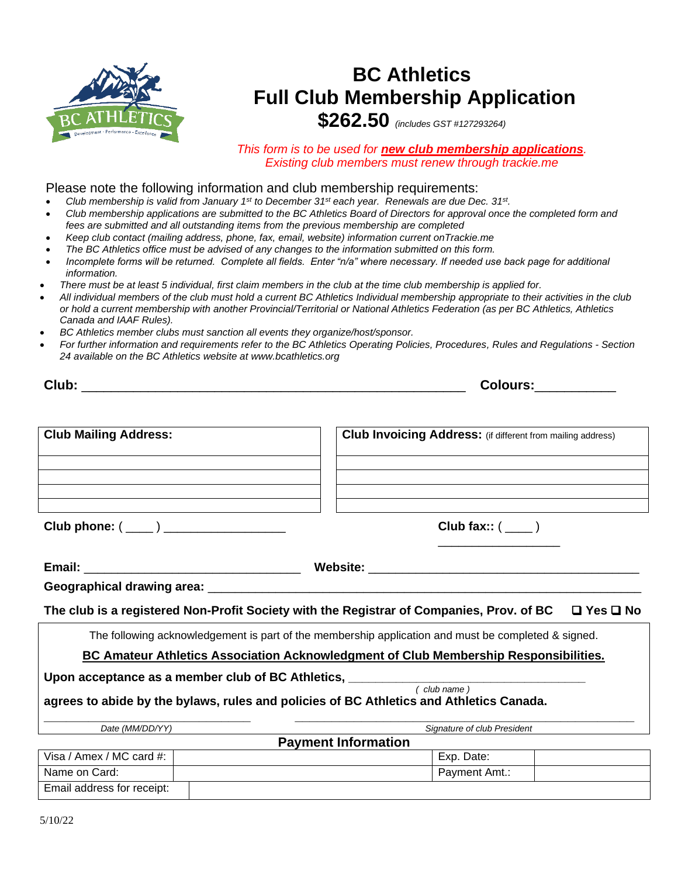# BC Athletics
# Full Club Membership Application

**$262.50** *(includes GST #127293264)*

*This form is to be used for **new club membership applications**.*
*Existing club members must renew through trackie.me*

Please note the following information and club membership requirements:

- *Club membership is valid from January 1st to December 31st each year. Renewals are due Dec. 31st.*
- *Club membership applications are submitted to the BC Athletics Board of Directors for approval once the completed form and fees are submitted and all outstanding items from the previous membership are completed*
- *Keep club contact (mailing address, phone, fax, email, website) information current onTrackie.me*
- *The BC Athletics office must be advised of any changes to the information submitted on this form.*
- *Incomplete forms will be returned. Complete all fields. Enter "n/a" where necessary. If needed use back page for additional information.*
- *There must be at least 5 individual, first claim members in the club at the time club membership is applied for.*
- *All individual members of the club must hold a current BC Athletics Individual membership appropriate to their activities in the club or hold a current membership with another Provincial/Territorial or National Athletics Federation (as per BC Athletics, Athletics Canada and IAAF Rules).*
- *BC Athletics member clubs must sanction all events they organize/host/sponsor.*
- *For further information and requirements refer to the BC Athletics Operating Policies, Procedures, Rules and Regulations - Section 24 available on the BC Athletics website at www.bcathletics.org*

**Club:** ______________________________________________________ **Colours:**___________

| **Club Mailing Address:** | **Club Invoicing Address:** (if different from mailing address) |
|---|---|
| | |
| | |
| | |
| | |

**Club phone:** ( ____ ) _________________ **Club fax::** ( ____ ) _________________

**Email:** ______________________________ **Website:** __________________________________

**Geographical drawing area:** ______________________________________________________

**The club is a registered Non-Profit Society with the Registrar of Companies, Prov. of BC** ❑ **Yes** ❑ **No**

The following acknowledgement is part of the membership application and must be completed & signed.

**BC Amateur Athletics Association Acknowledgment of Club Membership Responsibilities.**

**Upon acceptance as a member club of BC Athletics,** ________________________________
*( club name )*

**agrees to abide by the bylaws, rules and policies of BC Athletics and Athletics Canada.**

_________________________ *Date (MM/DD/YY)*

_________________________________________ *Signature of club President*

**Payment Information**

| Visa / Amex / MC card #: | | Exp. Date: | |
|---|---|---|---|
| Name on Card: | | Payment Amt.: | |
| Email address for receipt: | | | |

5/10/22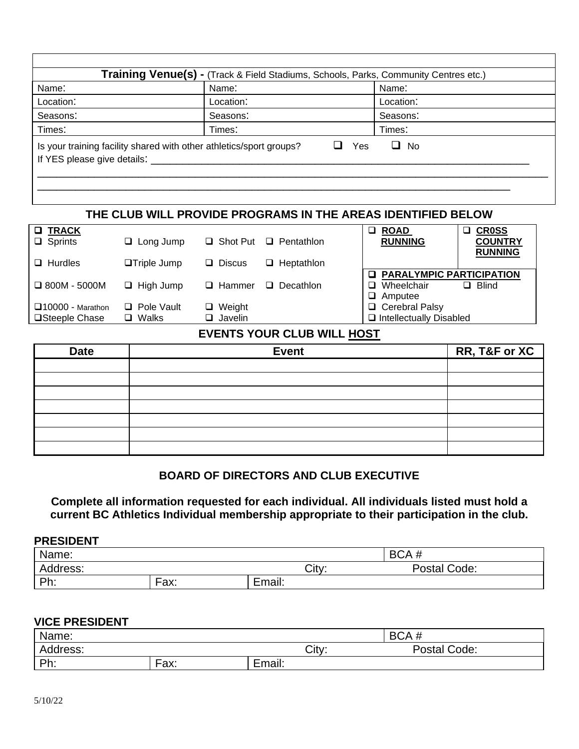| Training Venue(s) - (Track & Field Stadiums, Schools, Parks, Community Centres etc.) | | |
|---|---|---|
| Name: | Name: | Name: |
| Location: | Location: | Location: |
| Seasons: | Seasons: | Seasons: |
| Times: | Times: | Times: |

Is your training facility shared with other athletics/sport groups? ❑ Yes ❑ No

If YES please give details: ____________________________________________________________________

____________________________________________________________________________________________

____________________________________________________________________________________________

## THE CLUB WILL PROVIDE PROGRAMS IN THE AREAS IDENTIFIED BELOW

| ❑ **TRACK** | | | | ❑ **ROAD RUNNING** | ❑ **CR0SS COUNTRY RUNNING** |
|---|---|---|---|---|---|
| ❑ Sprints | ❑ Long Jump | ❑ Shot Put | ❑ Pentathlon | | |
| ❑ Hurdles | ❑Triple Jump | ❑ Discus | ❑ Heptathlon | ❑ **PARALYMPIC PARTICIPATION** | |
| ❑ 800M - 5000M | ❑ High Jump | ❑ Hammer | ❑ Decathlon | ❑ Wheelchair<br>❑ Amputee | ❑ Blind |
| ❑10000 - Marathon | ❑ Pole Vault | ❑ Weight | | ❑ Cerebral Palsy | |
| ❑Steeple Chase | ❑ Walks | ❑ Javelin | | ❑ Intellectually Disabled | |

## EVENTS YOUR CLUB WILL HOST

| Date | Event | RR, T&F or XC |
|---|---|---|
| | | |
| | | |
| | | |
| | | |
| | | |
| | | |
| | | |

## BOARD OF DIRECTORS AND CLUB EXECUTIVE

**Complete all information requested for each individual. All individuals listed must hold a current BC Athletics Individual membership appropriate to their participation in the club.**

### PRESIDENT

| Name: | | | BCA # |
|---|---|---|---|
| Address: | | City: | Postal Code: |
| Ph: | Fax: | Email: | |

### VICE PRESIDENT

| Name: | | | BCA # |
|---|---|---|---|
| Address: | | City: | Postal Code: |
| Ph: | Fax: | Email: | |

5/10/22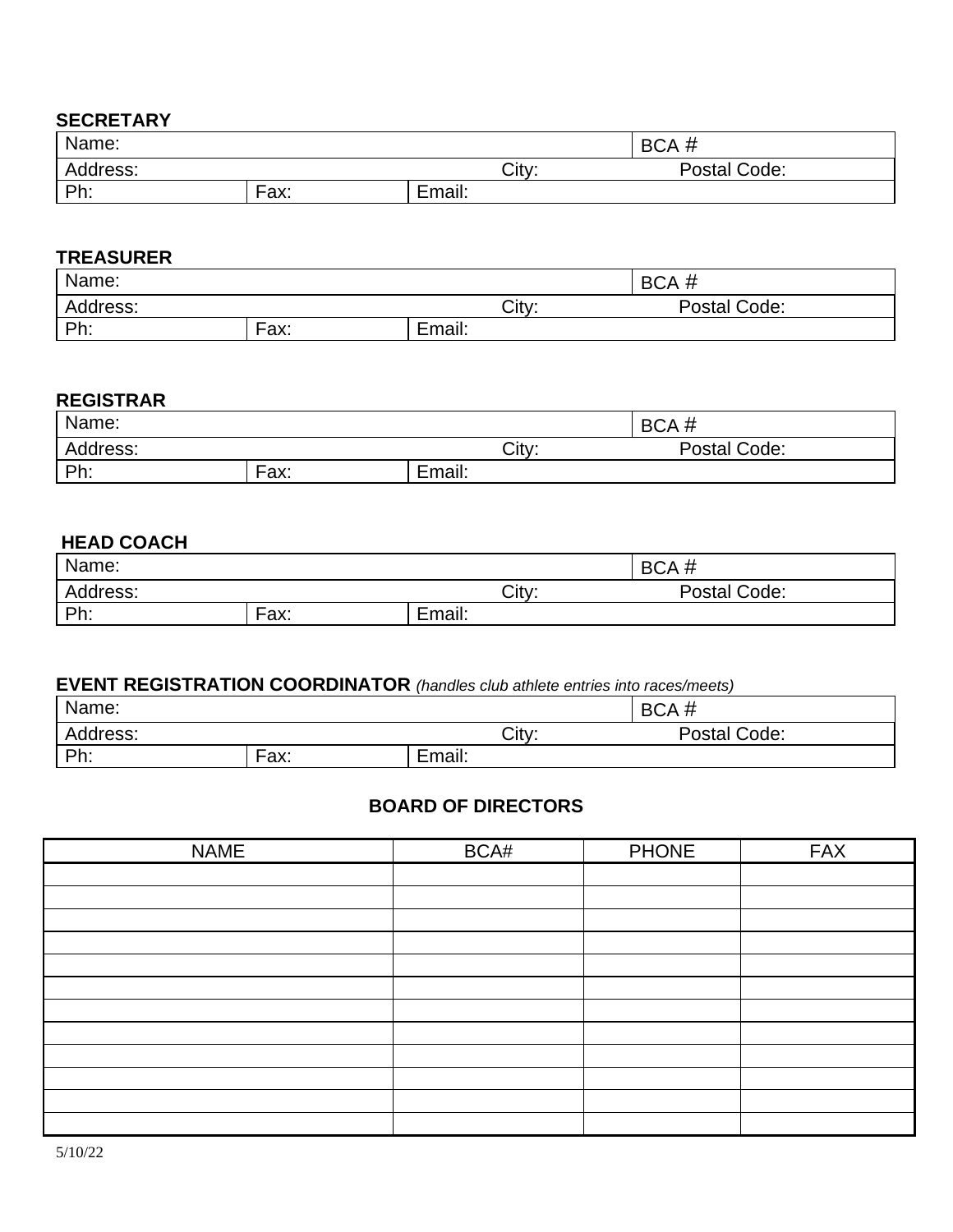**SECRETARY**

| Name: | | | BCA # |
|---|---|---|---|
| Address: | | City: | Postal Code: |
| Ph: | Fax: | Email: | |

**TREASURER**

| Name: | | | BCA # |
|---|---|---|---|
| Address: | | City: | Postal Code: |
| Ph: | Fax: | Email: | |

**REGISTRAR**

| Name: | | | BCA # |
|---|---|---|---|
| Address: | | City: | Postal Code: |
| Ph: | Fax: | Email: | |

**HEAD COACH**

| Name: | | | BCA # |
|---|---|---|---|
| Address: | | City: | Postal Code: |
| Ph: | Fax: | Email: | |

**EVENT REGISTRATION COORDINATOR** *(handles club athlete entries into races/meets)*

| Name: | | | BCA # |
|---|---|---|---|
| Address: | | City: | Postal Code: |
| Ph: | Fax: | Email: | |

## BOARD OF DIRECTORS

| NAME | BCA# | PHONE | FAX |
|---|---|---|---|
| | | | |
| | | | |
| | | | |
| | | | |
| | | | |
| | | | |
| | | | |
| | | | |
| | | | |
| | | | |
| | | | |
| | | | |

5/10/22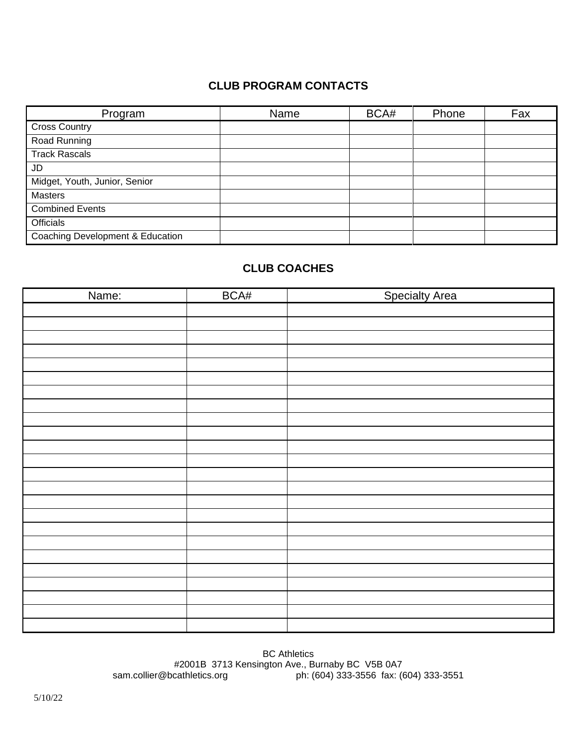## CLUB PROGRAM CONTACTS

| Program | Name | BCA# | Phone | Fax |
|---|---|---|---|---|
| Cross Country | | | | |
| Road Running | | | | |
| Track Rascals | | | | |
| JD | | | | |
| Midget, Youth, Junior, Senior | | | | |
| Masters | | | | |
| Combined Events | | | | |
| Officials | | | | |
| Coaching Development & Education | | | | |

## CLUB COACHES

| Name: | BCA# | Specialty Area |
|---|---|---|
| | | |
| | | |
| | | |
| | | |
| | | |
| | | |
| | | |
| | | |
| | | |
| | | |
| | | |
| | | |
| | | |
| | | |
| | | |
| | | |
| | | |
| | | |
| | | |
| | | |
| | | |
| | | |
| | | |
| | | |

BC Athletics
#2001B 3713 Kensington Ave., Burnaby BC V5B 0A7
sam.collier@bcathletics.org ph: (604) 333-3556 fax: (604) 333-3551

5/10/22